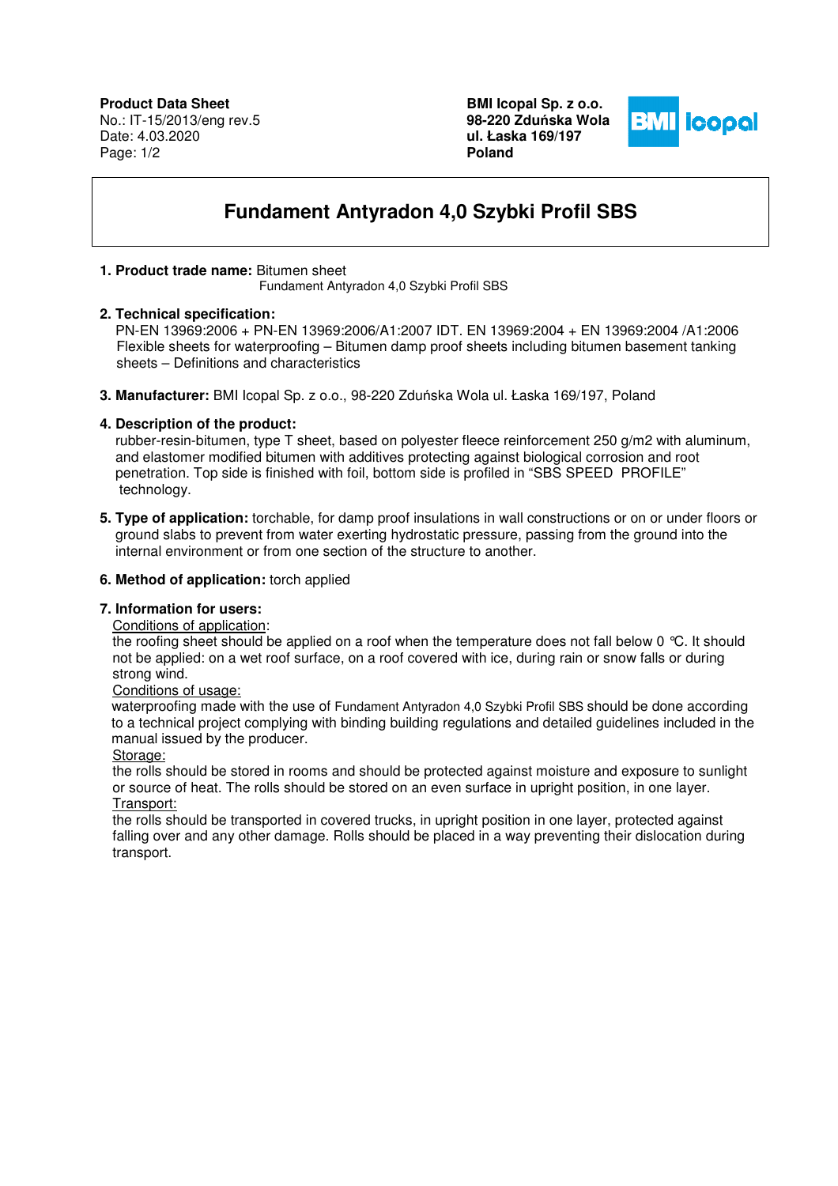**Product Data Sheet**
No.: IT-15/2013/eng rev.5
Date: 4.03.2020

**BMI Icopal Sp. z o.o.**
**98-220 Zduńska Wola**
**ul. Łaska 169/197**
**Poland**

# Fundament Antyradon 4,0 Szybki Profil SBS

**1. Product trade name:** Bitumen sheet
Fundament Antyradon 4,0 Szybki Profil SBS

**2. Technical specification:**
PN-EN 13969:2006 + PN-EN 13969:2006/A1:2007 IDT. EN 13969:2004 + EN 13969:2004 /A1:2006
Flexible sheets for waterproofing – Bitumen damp proof sheets including bitumen basement tanking sheets – Definitions and characteristics

**3. Manufacturer:** BMI Icopal Sp. z o.o., 98-220 Zduńska Wola ul. Łaska 169/197, Poland

**4. Description of the product:**
rubber-resin-bitumen, type T sheet, based on polyester fleece reinforcement 250 g/m2 with aluminum, and elastomer modified bitumen with additives protecting against biological corrosion and root penetration. Top side is finished with foil, bottom side is profiled in "SBS SPEED PROFILE" technology.

**5. Type of application:** torchable, for damp proof insulations in wall constructions or on or under floors or ground slabs to prevent from water exerting hydrostatic pressure, passing from the ground into the internal environment or from one section of the structure to another.

**6. Method of application:** torch applied

**7. Information for users:**

Conditions of application:
the roofing sheet should be applied on a roof when the temperature does not fall below 0 ℃. It should not be applied: on a wet roof surface, on a roof covered with ice, during rain or snow falls or during strong wind.

Conditions of usage:
waterproofing made with the use of Fundament Antyradon 4,0 Szybki Profil SBS should be done according to a technical project complying with binding building regulations and detailed guidelines included in the manual issued by the producer.

Storage:
the rolls should be stored in rooms and should be protected against moisture and exposure to sunlight or source of heat. The rolls should be stored on an even surface in upright position, in one layer.

Transport:
the rolls should be transported in covered trucks, in upright position in one layer, protected against falling over and any other damage. Rolls should be placed in a way preventing their dislocation during transport.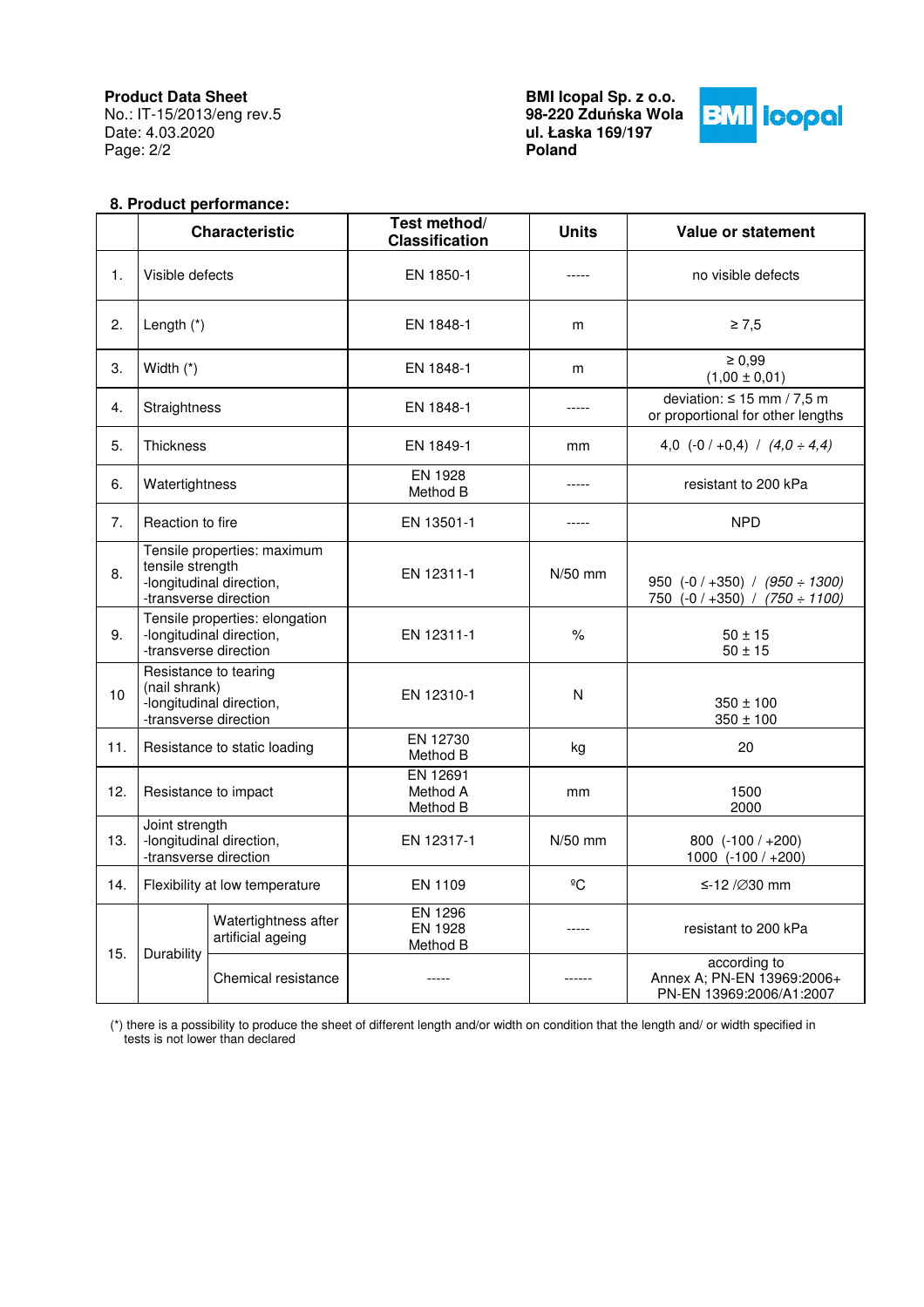**Product Data Sheet**
No.: IT-15/2013/eng rev.5
Date: 4.03.2020
Page: 2/2

**BMI Icopal Sp. z o.o.**
**98-220 Zduńska Wola**
**ul. Łaska 169/197**
**Poland**

### 8. Product performance:

| | Characteristic | | Test method/ Classification | Units | Value or statement |
|---|---|---|---|---|---|
| 1. | Visible defects | | EN 1850-1 | ----- | no visible defects |
| 2. | Length (*) | | EN 1848-1 | m | ≥ 7,5 |
| 3. | Width (*) | | EN 1848-1 | m | ≥ 0,99<br>(1,00 ± 0,01) |
| 4. | Straightness | | EN 1848-1 | ----- | deviation: ≤ 15 mm / 7,5 m<br>or proportional for other lengths |
| 5. | Thickness | | EN 1849-1 | mm | 4,0 (-0 / +0,4) / *(4,0 ÷ 4,4)* |
| 6. | Watertightness | | EN 1928<br>Method B | ----- | resistant to 200 kPa |
| 7. | Reaction to fire | | EN 13501-1 | ----- | NPD |
| 8. | Tensile properties: maximum tensile strength<br>-longitudinal direction,<br>-transverse direction | | EN 12311-1 | N/50 mm | 950 (-0 / +350) / *(950 ÷ 1300)*<br>750 (-0 / +350) / *(750 ÷ 1100)* |
| 9. | Tensile properties: elongation<br>-longitudinal direction,<br>-transverse direction | | EN 12311-1 | % | 50 ± 15<br>50 ± 15 |
| 10 | Resistance to tearing<br>(nail shrank)<br>-longitudinal direction,<br>-transverse direction | | EN 12310-1 | N | 350 ± 100<br>350 ± 100 |
| 11. | Resistance to static loading | | EN 12730<br>Method B | kg | 20 |
| 12. | Resistance to impact | | EN 12691<br>Method A<br>Method B | mm | 1500<br>2000 |
| 13. | Joint strength<br>-longitudinal direction,<br>-transverse direction | | EN 12317-1 | N/50 mm | 800 (-100 / +200)<br>1000 (-100 / +200) |
| 14. | Flexibility at low temperature | | EN 1109 | ºC | ≤-12 /∅30 mm |
| 15. | Durability | Watertightness after artificial ageing | EN 1296<br>EN 1928<br>Method B | ----- | resistant to 200 kPa |
| | | Chemical resistance | ----- | ------ | according to<br>Annex A; PN-EN 13969:2006+<br>PN-EN 13969:2006/A1:2007 |

(*) there is a possibility to produce the sheet of different length and/or width on condition that the length and/ or width specified in tests is not lower than declared